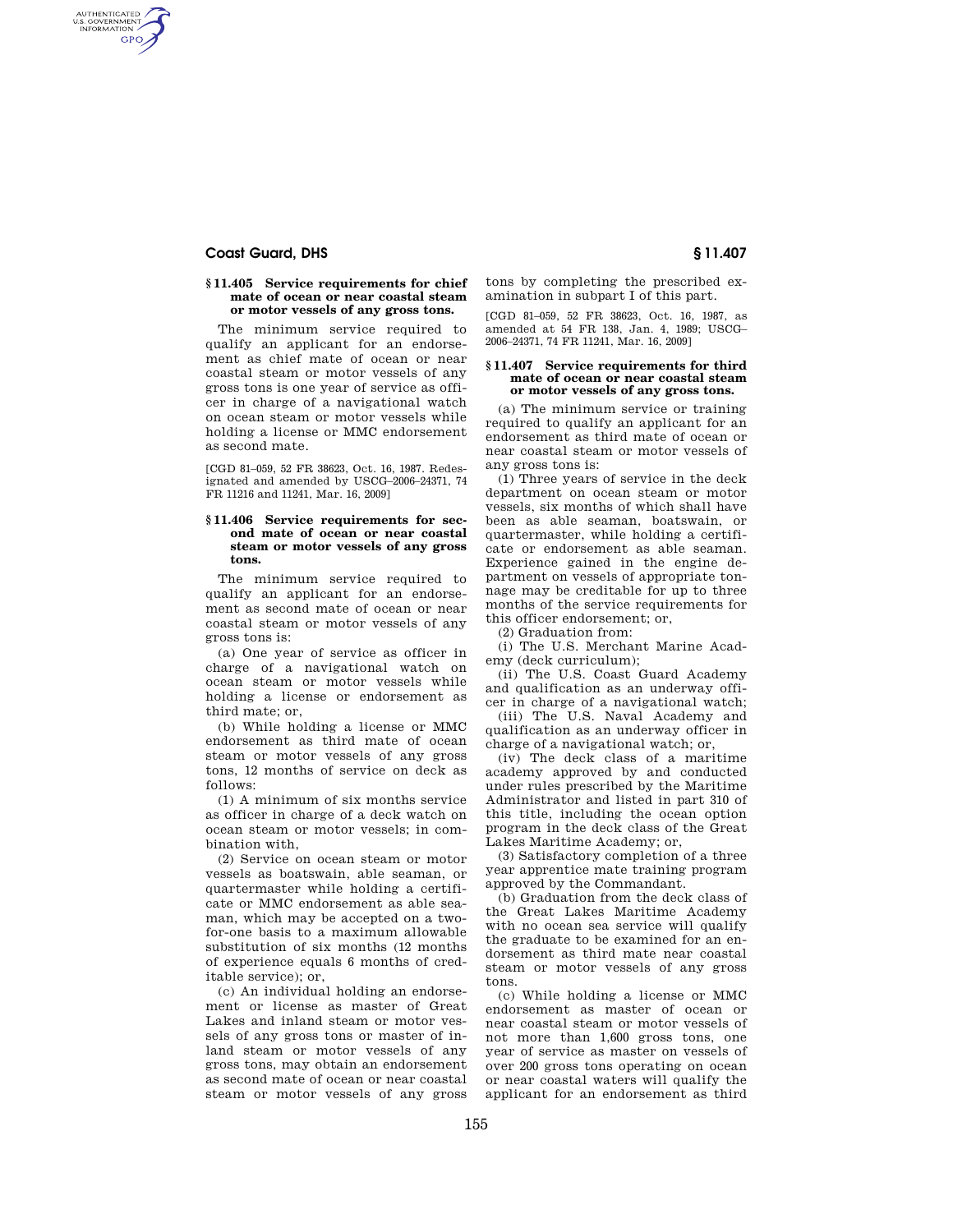### § 11.405 Service requirements for chief mate of ocean or near coastal steam or motor vessels of any gross tons.

The minimum service required to qualify an applicant for an endorsement as chief mate of ocean or near coastal steam or motor vessels of any gross tons is one year of service as officer in charge of a navigational watch on ocean steam or motor vessels while holding a license or MMC endorsement as second mate.

[CGD 81–059, 52 FR 38623, Oct. 16, 1987. Redesignated and amended by USCG–2006–24371, 74 FR 11216 and 11241, Mar. 16, 2009]

### § 11.406 Service requirements for second mate of ocean or near coastal steam or motor vessels of any gross tons.

The minimum service required to qualify an applicant for an endorsement as second mate of ocean or near coastal steam or motor vessels of any gross tons is:

(a) One year of service as officer in charge of a navigational watch on ocean steam or motor vessels while holding a license or endorsement as third mate; or,

(b) While holding a license or MMC endorsement as third mate of ocean steam or motor vessels of any gross tons, 12 months of service on deck as follows:

(1) A minimum of six months service as officer in charge of a deck watch on ocean steam or motor vessels; in combination with,

(2) Service on ocean steam or motor vessels as boatswain, able seaman, or quartermaster while holding a certificate or MMC endorsement as able seaman, which may be accepted on a two-for-one basis to a maximum allowable substitution of six months (12 months of experience equals 6 months of creditable service); or,

(c) An individual holding an endorsement or license as master of Great Lakes and inland steam or motor vessels of any gross tons or master of inland steam or motor vessels of any gross tons, may obtain an endorsement as second mate of ocean or near coastal steam or motor vessels of any gross tons by completing the prescribed examination in subpart I of this part.

[CGD 81–059, 52 FR 38623, Oct. 16, 1987, as amended at 54 FR 138, Jan. 4, 1989; USCG–2006–24371, 74 FR 11241, Mar. 16, 2009]

### § 11.407 Service requirements for third mate of ocean or near coastal steam or motor vessels of any gross tons.

(a) The minimum service or training required to qualify an applicant for an endorsement as third mate of ocean or near coastal steam or motor vessels of any gross tons is:

(1) Three years of service in the deck department on ocean steam or motor vessels, six months of which shall have been as able seaman, boatswain, or quartermaster, while holding a certificate or endorsement as able seaman. Experience gained in the engine department on vessels of appropriate tonnage may be creditable for up to three months of the service requirements for this officer endorsement; or,

(2) Graduation from:

(i) The U.S. Merchant Marine Academy (deck curriculum);

(ii) The U.S. Coast Guard Academy and qualification as an underway officer in charge of a navigational watch;

(iii) The U.S. Naval Academy and qualification as an underway officer in charge of a navigational watch; or,

(iv) The deck class of a maritime academy approved by and conducted under rules prescribed by the Maritime Administrator and listed in part 310 of this title, including the ocean option program in the deck class of the Great Lakes Maritime Academy; or,

(3) Satisfactory completion of a three year apprentice mate training program approved by the Commandant.

(b) Graduation from the deck class of the Great Lakes Maritime Academy with no ocean sea service will qualify the graduate to be examined for an endorsement as third mate near coastal steam or motor vessels of any gross tons.

(c) While holding a license or MMC endorsement as master of ocean or near coastal steam or motor vessels of not more than 1,600 gross tons, one year of service as master on vessels of over 200 gross tons operating on ocean or near coastal waters will qualify the applicant for an endorsement as third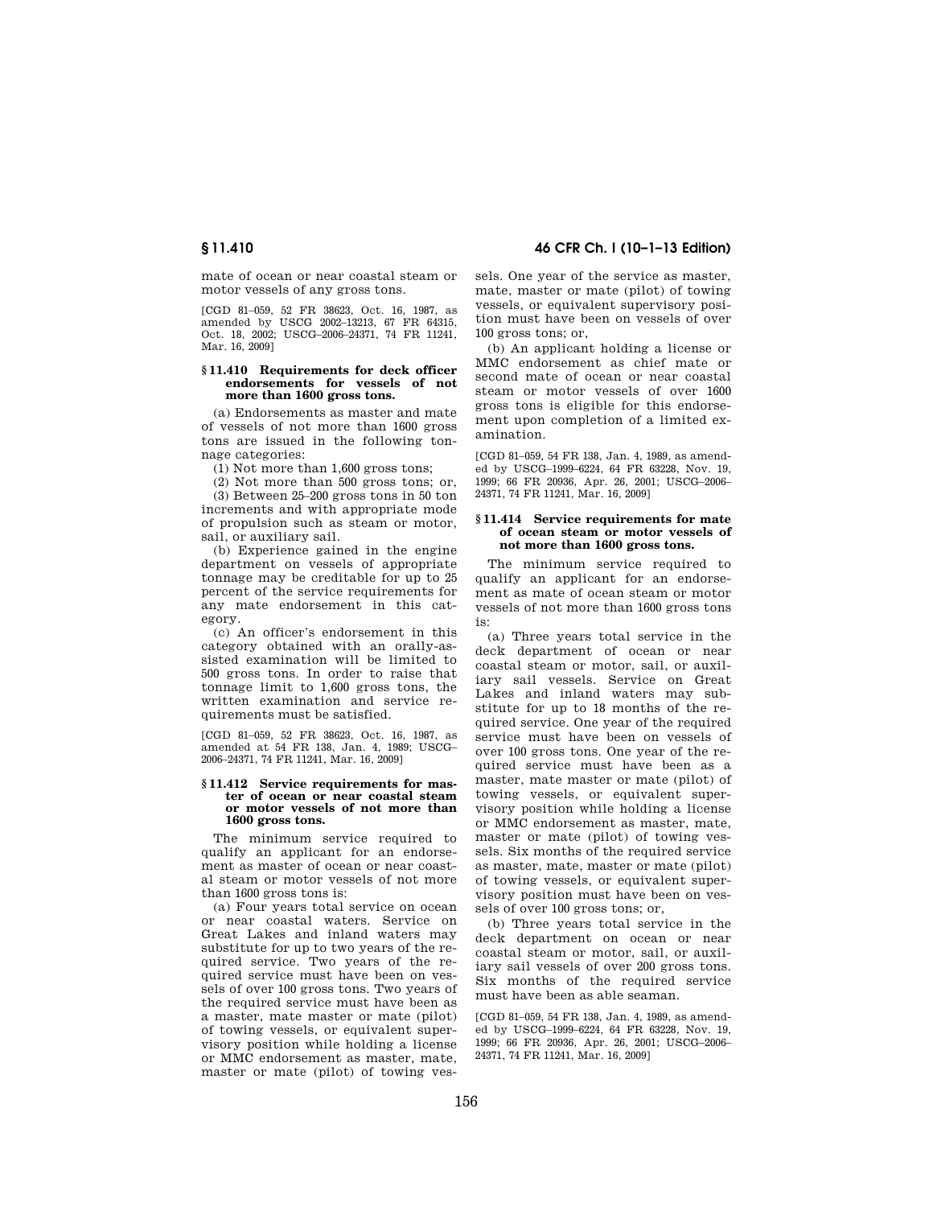mate of ocean or near coastal steam or motor vessels of any gross tons.

[CGD 81–059, 52 FR 38623, Oct. 16, 1987, as amended by USCG 2002–13213, 67 FR 64315, Oct. 18, 2002; USCG–2006–24371, 74 FR 11241, Mar. 16, 2009]

### § 11.410 Requirements for deck officer endorsements for vessels of not more than 1600 gross tons.

(a) Endorsements as master and mate of vessels of not more than 1600 gross tons are issued in the following tonnage categories:

(1) Not more than 1,600 gross tons;

(2) Not more than 500 gross tons; or,

(3) Between 25–200 gross tons in 50 ton increments and with appropriate mode of propulsion such as steam or motor, sail, or auxiliary sail.

(b) Experience gained in the engine department on vessels of appropriate tonnage may be creditable for up to 25 percent of the service requirements for any mate endorsement in this category.

(c) An officer's endorsement in this category obtained with an orally-assisted examination will be limited to 500 gross tons. In order to raise that tonnage limit to 1,600 gross tons, the written examination and service requirements must be satisfied.

[CGD 81–059, 52 FR 38623, Oct. 16, 1987, as amended at 54 FR 138, Jan. 4, 1989; USCG–2006–24371, 74 FR 11241, Mar. 16, 2009]

### § 11.412 Service requirements for master of ocean or near coastal steam or motor vessels of not more than 1600 gross tons.

The minimum service required to qualify an applicant for an endorsement as master of ocean or near coastal steam or motor vessels of not more than 1600 gross tons is:

(a) Four years total service on ocean or near coastal waters. Service on Great Lakes and inland waters may substitute for up to two years of the required service. Two years of the required service must have been on vessels of over 100 gross tons. Two years of the required service must have been as a master, mate master or mate (pilot) of towing vessels, or equivalent supervisory position while holding a license or MMC endorsement as master, mate, master or mate (pilot) of towing vessels. One year of the service as master, mate, master or mate (pilot) of towing vessels, or equivalent supervisory position must have been on vessels of over 100 gross tons; or,

(b) An applicant holding a license or MMC endorsement as chief mate or second mate of ocean or near coastal steam or motor vessels of over 1600 gross tons is eligible for this endorsement upon completion of a limited examination.

[CGD 81–059, 54 FR 138, Jan. 4, 1989, as amended by USCG–1999–6224, 64 FR 63228, Nov. 19, 1999; 66 FR 20936, Apr. 26, 2001; USCG–2006–24371, 74 FR 11241, Mar. 16, 2009]

### § 11.414 Service requirements for mate of ocean steam or motor vessels of not more than 1600 gross tons.

The minimum service required to qualify an applicant for an endorsement as mate of ocean steam or motor vessels of not more than 1600 gross tons is:

(a) Three years total service in the deck department of ocean or near coastal steam or motor, sail, or auxiliary sail vessels. Service on Great Lakes and inland waters may substitute for up to 18 months of the required service. One year of the required service must have been on vessels of over 100 gross tons. One year of the required service must have been as a master, mate master or mate (pilot) of towing vessels, or equivalent supervisory position while holding a license or MMC endorsement as master, mate, master or mate (pilot) of towing vessels. Six months of the required service as master, mate, master or mate (pilot) of towing vessels, or equivalent supervisory position must have been on vessels of over 100 gross tons; or,

(b) Three years total service in the deck department on ocean or near coastal steam or motor, sail, or auxiliary sail vessels of over 200 gross tons. Six months of the required service must have been as able seaman.

[CGD 81–059, 54 FR 138, Jan. 4, 1989, as amended by USCG–1999–6224, 64 FR 63228, Nov. 19, 1999; 66 FR 20936, Apr. 26, 2001; USCG–2006–24371, 74 FR 11241, Mar. 16, 2009]